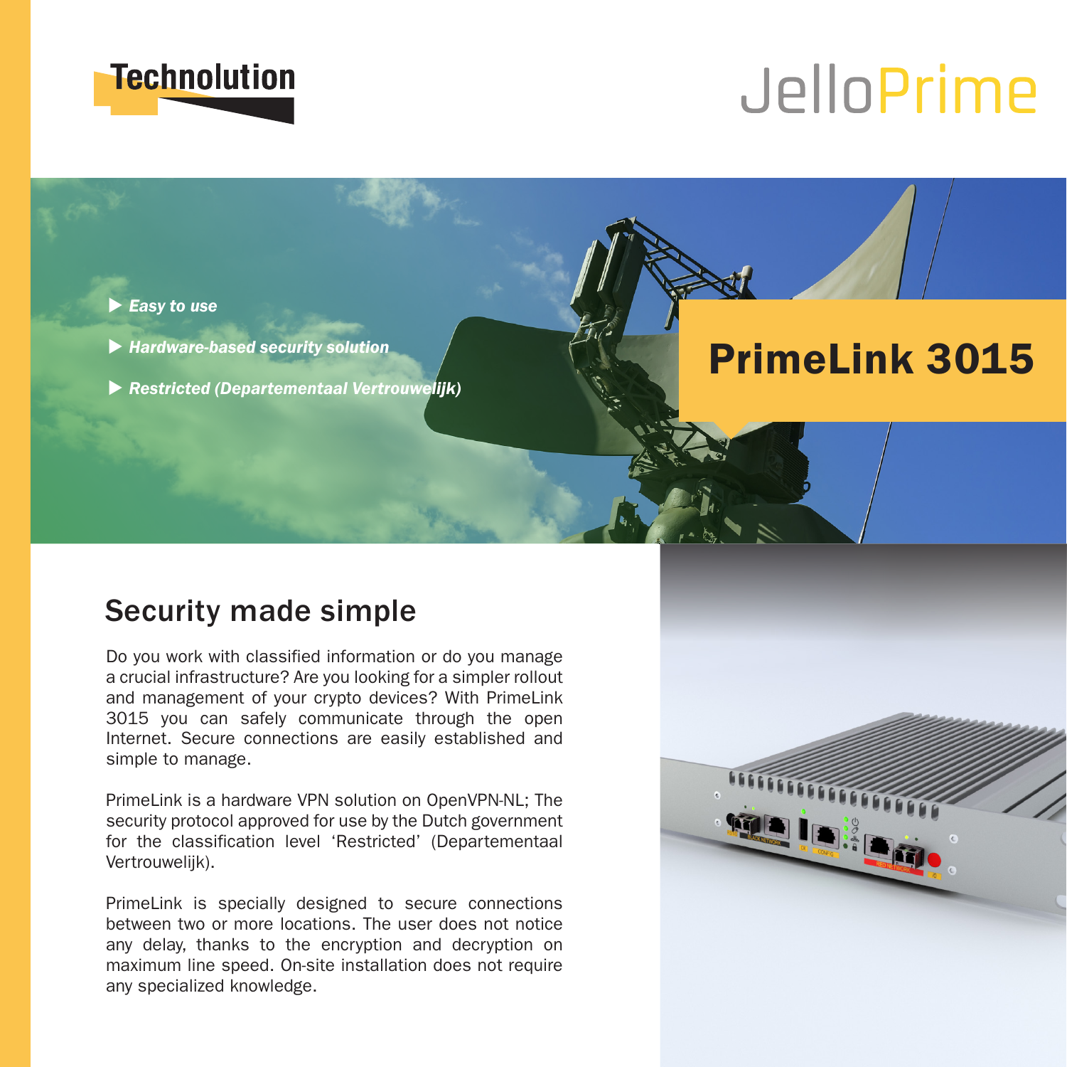Technolution

JelloPrime

- ***Easy to use***
- ***Hardware-based security solution***
- ***Restricted (Departementaal Vertrouwelijk)***

# PrimeLink 3015

## Security made simple

Do you work with classified information or do you manage a crucial infrastructure? Are you looking for a simpler rollout and management of your crypto devices? With PrimeLink 3015 you can safely communicate through the open Internet. Secure connections are easily established and simple to manage.

PrimeLink is a hardware VPN solution on OpenVPN-NL; The security protocol approved for use by the Dutch government for the classification level 'Restricted' (Departementaal Vertrouwelijk).

PrimeLink is specially designed to secure connections between two or more locations. The user does not notice any delay, thanks to the encryption and decryption on maximum line speed. On-site installation does not require any specialized knowledge.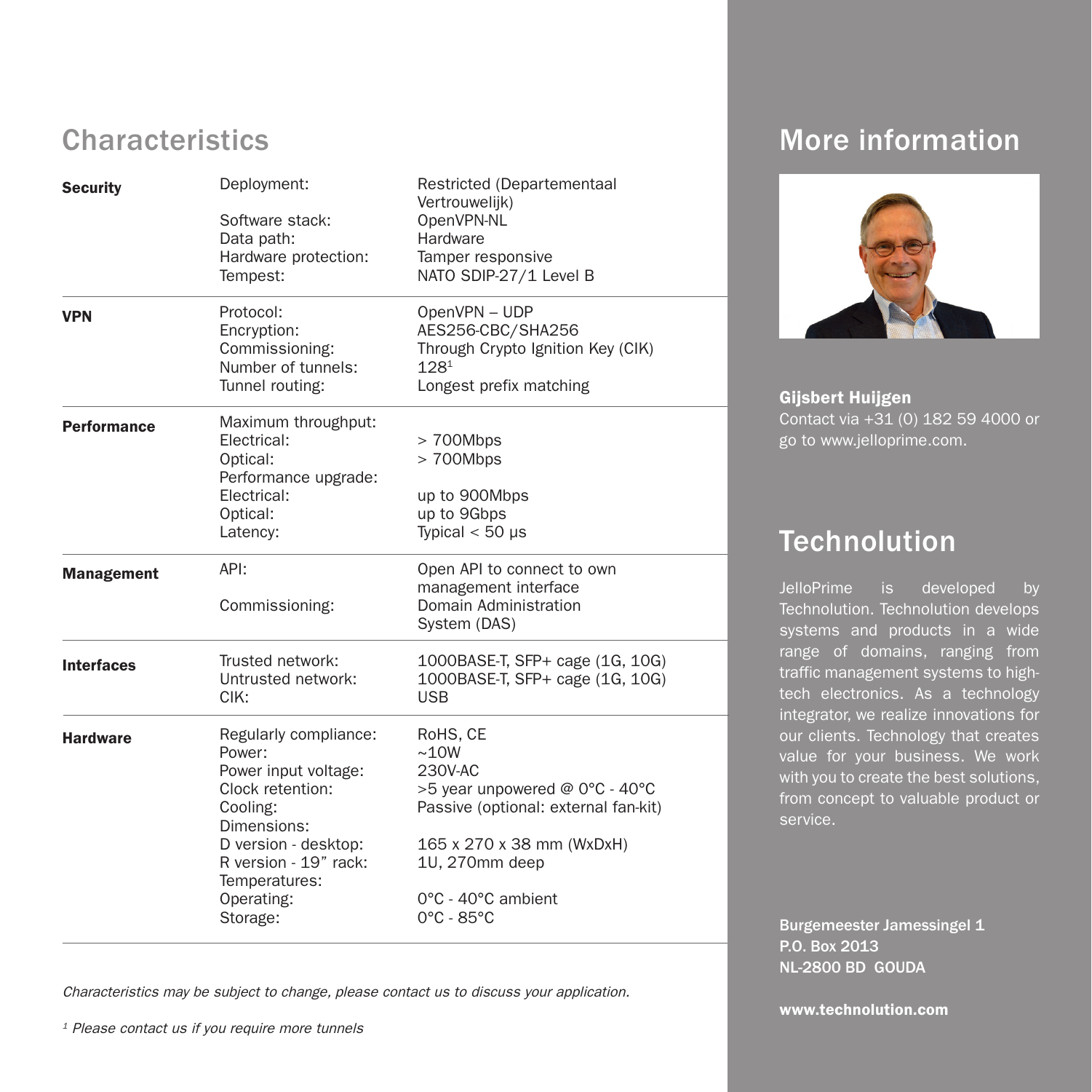## Characteristics

| | | |
|---|---|---|
| **Security** | Deployment: | Restricted (Departementaal Vertrouwelijk) |
| | Software stack: | OpenVPN-NL |
| | Data path: | Hardware |
| | Hardware protection: | Tamper responsive |
| | Tempest: | NATO SDIP-27/1 Level B |
| **VPN** | Protocol: | OpenVPN – UDP |
| | Encryption: | AES256-CBC/SHA256 |
| | Commissioning: | Through Crypto Ignition Key (CIK) |
| | Number of tunnels: | 128[1] |
| | Tunnel routing: | Longest prefix matching |
| **Performance** | Maximum throughput: | |
| | Electrical: | > 700Mbps |
| | Optical: | > 700Mbps |
| | Performance upgrade: | |
| | Electrical: | up to 900Mbps |
| | Optical: | up to 9Gbps |
| | Latency: | Typical < 50 µs |
| **Management** | API: | Open API to connect to own management interface |
| | Commissioning: | Domain Administration System (DAS) |
| **Interfaces** | Trusted network: | 1000BASE-T, SFP+ cage (1G, 10G) |
| | Untrusted network: | 1000BASE-T, SFP+ cage (1G, 10G) |
| | CIK: | USB |
| **Hardware** | Regularly compliance: | RoHS, CE |
| | Power: | ~10W |
| | Power input voltage: | 230V-AC |
| | Clock retention: | >5 year unpowered @ 0°C - 40°C |
| | Cooling: | Passive (optional: external fan-kit) |
| | Dimensions: | |
| | D version - desktop: | 165 x 270 x 38 mm (WxDxH) |
| | R version - 19" rack: | 1U, 270mm deep |
| | Temperatures: | |
| | Operating: | 0°C - 40°C ambient |
| | Storage: | 0°C - 85°C |

*Characteristics may be subject to change, please contact us to discuss your application.*

*[1] Please contact us if you require more tunnels*

## More information

**Gijsbert Huijgen**
Contact via +31 (0) 182 59 4000 or go to www.jelloprime.com.

## Technolution

JelloPrime is developed by Technolution. Technolution develops systems and products in a wide range of domains, ranging from traffic management systems to high-tech electronics. As a technology integrator, we realize innovations for our clients. Technology that creates value for your business. We work with you to create the best solutions, from concept to valuable product or service.

**Burgemeester Jamessingel 1**
**P.O. Box 2013**
**NL-2800 BD GOUDA**

**www.technolution.com**